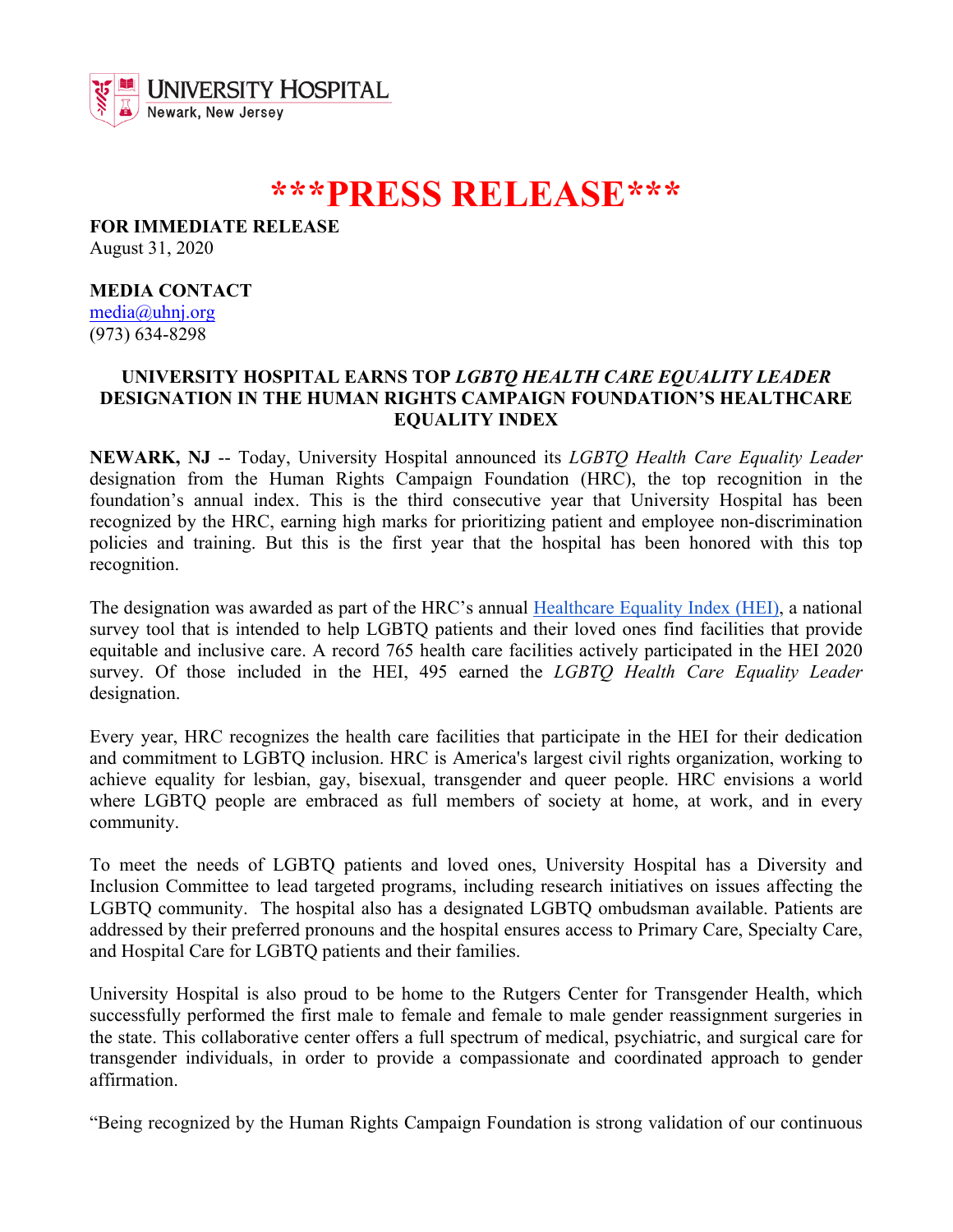UNIVERSITY HOSPITAL
Newark, New Jersey

# \*\*\*PRESS RELEASE\*\*\*

**FOR IMMEDIATE RELEASE**
August 31, 2020

**MEDIA CONTACT**
[media@uhnj.org](mailto:media@uhnj.org)
(973) 634-8298

**UNIVERSITY HOSPITAL EARNS TOP *LGBTQ HEALTH CARE EQUALITY LEADER* DESIGNATION IN THE HUMAN RIGHTS CAMPAIGN FOUNDATION'S HEALTHCARE EQUALITY INDEX**

**NEWARK, NJ** -- Today, University Hospital announced its *LGBTQ Health Care Equality Leader* designation from the Human Rights Campaign Foundation (HRC), the top recognition in the foundation's annual index. This is the third consecutive year that University Hospital has been recognized by the HRC, earning high marks for prioritizing patient and employee non-discrimination policies and training. But this is the first year that the hospital has been honored with this top recognition.

The designation was awarded as part of the HRC's annual [Healthcare Equality Index (HEI)](), a national survey tool that is intended to help LGBTQ patients and their loved ones find facilities that provide equitable and inclusive care. A record 765 health care facilities actively participated in the HEI 2020 survey. Of those included in the HEI, 495 earned the *LGBTQ Health Care Equality Leader* designation.

Every year, HRC recognizes the health care facilities that participate in the HEI for their dedication and commitment to LGBTQ inclusion. HRC is America's largest civil rights organization, working to achieve equality for lesbian, gay, bisexual, transgender and queer people. HRC envisions a world where LGBTQ people are embraced as full members of society at home, at work, and in every community.

To meet the needs of LGBTQ patients and loved ones, University Hospital has a Diversity and Inclusion Committee to lead targeted programs, including research initiatives on issues affecting the LGBTQ community. The hospital also has a designated LGBTQ ombudsman available. Patients are addressed by their preferred pronouns and the hospital ensures access to Primary Care, Specialty Care, and Hospital Care for LGBTQ patients and their families.

University Hospital is also proud to be home to the Rutgers Center for Transgender Health, which successfully performed the first male to female and female to male gender reassignment surgeries in the state. This collaborative center offers a full spectrum of medical, psychiatric, and surgical care for transgender individuals, in order to provide a compassionate and coordinated approach to gender affirmation.

"Being recognized by the Human Rights Campaign Foundation is strong validation of our continuous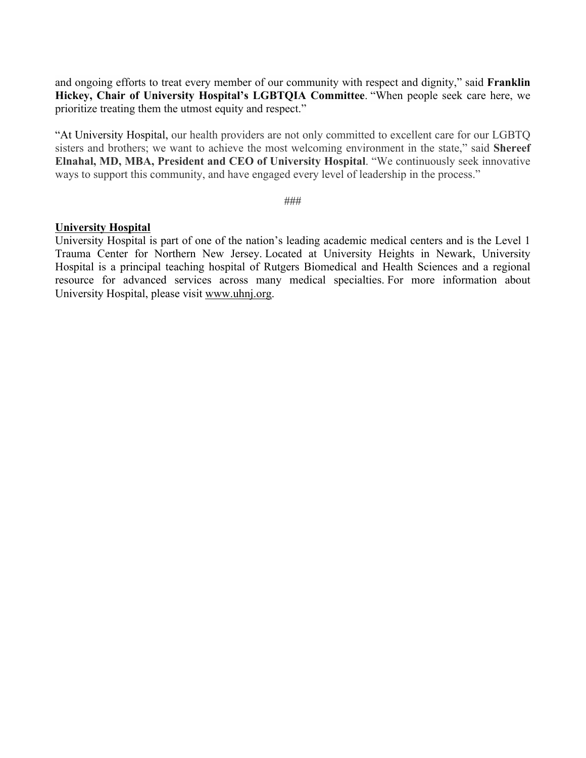and ongoing efforts to treat every member of our community with respect and dignity," said **Franklin Hickey, Chair of University Hospital's LGBTQIA Committee**. "When people seek care here, we prioritize treating them the utmost equity and respect."

"At University Hospital, our health providers are not only committed to excellent care for our LGBTQ sisters and brothers; we want to achieve the most welcoming environment in the state," said **Shereef Elnahal, MD, MBA, President and CEO of University Hospital**. "We continuously seek innovative ways to support this community, and have engaged every level of leadership in the process."

###

**University Hospital**

University Hospital is part of one of the nation's leading academic medical centers and is the Level 1 Trauma Center for Northern New Jersey. Located at University Heights in Newark, University Hospital is a principal teaching hospital of Rutgers Biomedical and Health Sciences and a regional resource for advanced services across many medical specialties. For more information about University Hospital, please visit www.uhnj.org.